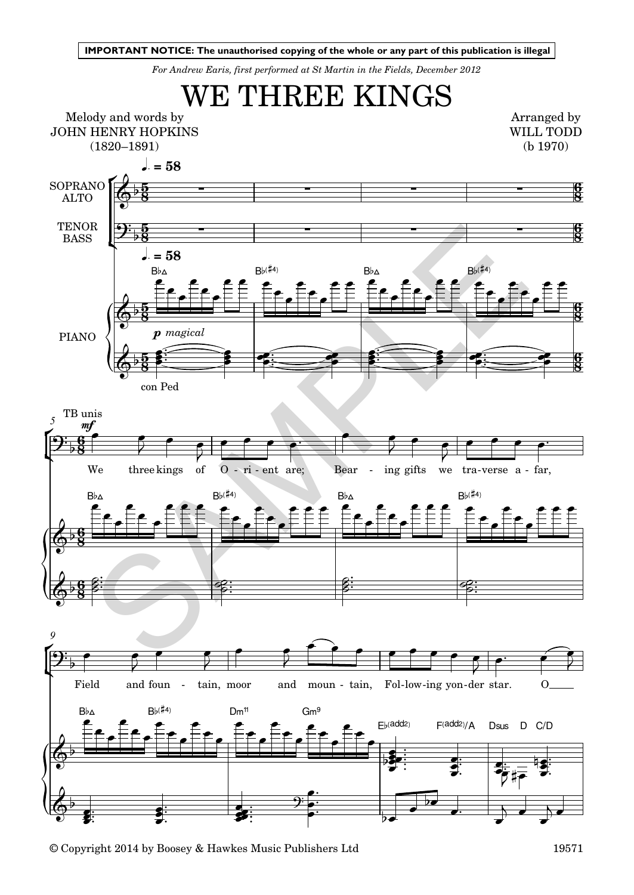**IMPORTANT NOTICE: The unauthorised copying of the whole or any part of this publication is illegal**

*For Andrew Earis, first performed at St Martin in the Fields, December 2012*

# WE THREE KINGS

Melody and words by
JOHN HENRY HOPKINS
(1820–1891)

Arranged by
WILL TODD
(b 1970)

© Copyright 2014 by Boosey & Hawkes Music Publishers Ltd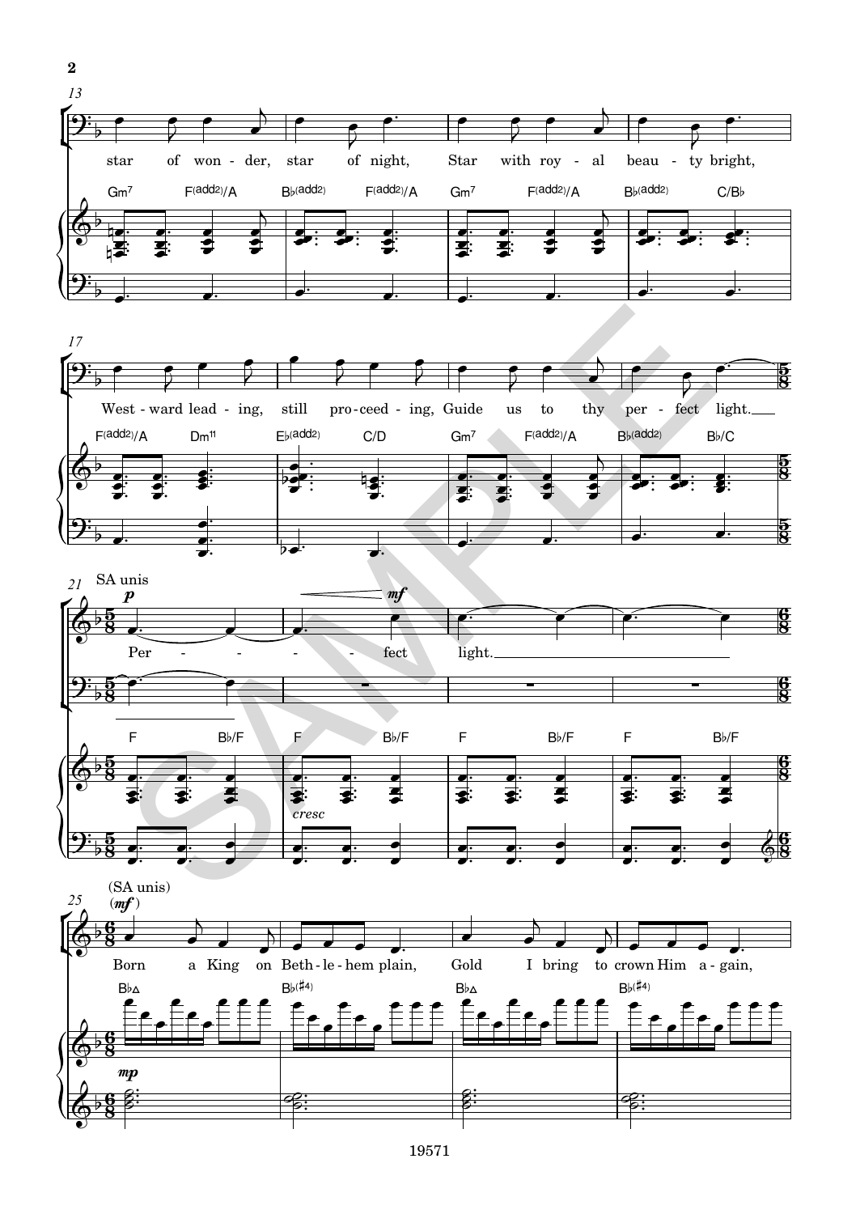13

star of won - der, star of night, Star with roy - al beau - ty bright,

Gm7 F(add2)/A B♭(add2) F(add2)/A Gm7 F(add2)/A B♭(add2) C/B♭

17

West - ward lead - ing, still pro - ceed - ing, Guide us to thy per - fect light.

F(add2)/A Dm11 E♭(add2) C/D Gm7 F(add2)/A B♭(add2) B♭/C

21

SA unis

*p* *mf*

Per - - - - - fect light.

F B♭/F F B♭/F F B♭/F F B♭/F

*cresc*

25

(SA unis)

(*mf*)

Born a King on Beth - le - hem plain, Gold I bring to crown Him a - gain,

B♭△ B♭(♯4) B♭△ B♭(♯4)

*mp*

19571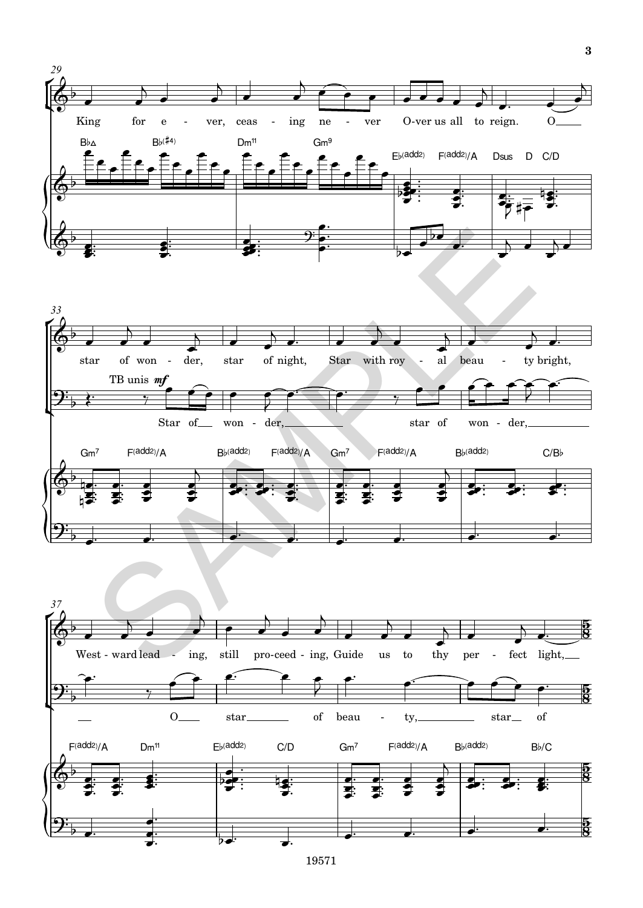King for e - ver, ceas - ing ne - ver O-ver us all to reign. O

star of won - der, star of night, Star with roy - al beau - ty bright,

TB unis *mf*

Star of won - der, star of won - der,

West - ward lead - ing, still pro-ceed - ing, Guide us to thy per - fect light,

O star of beau - ty, star of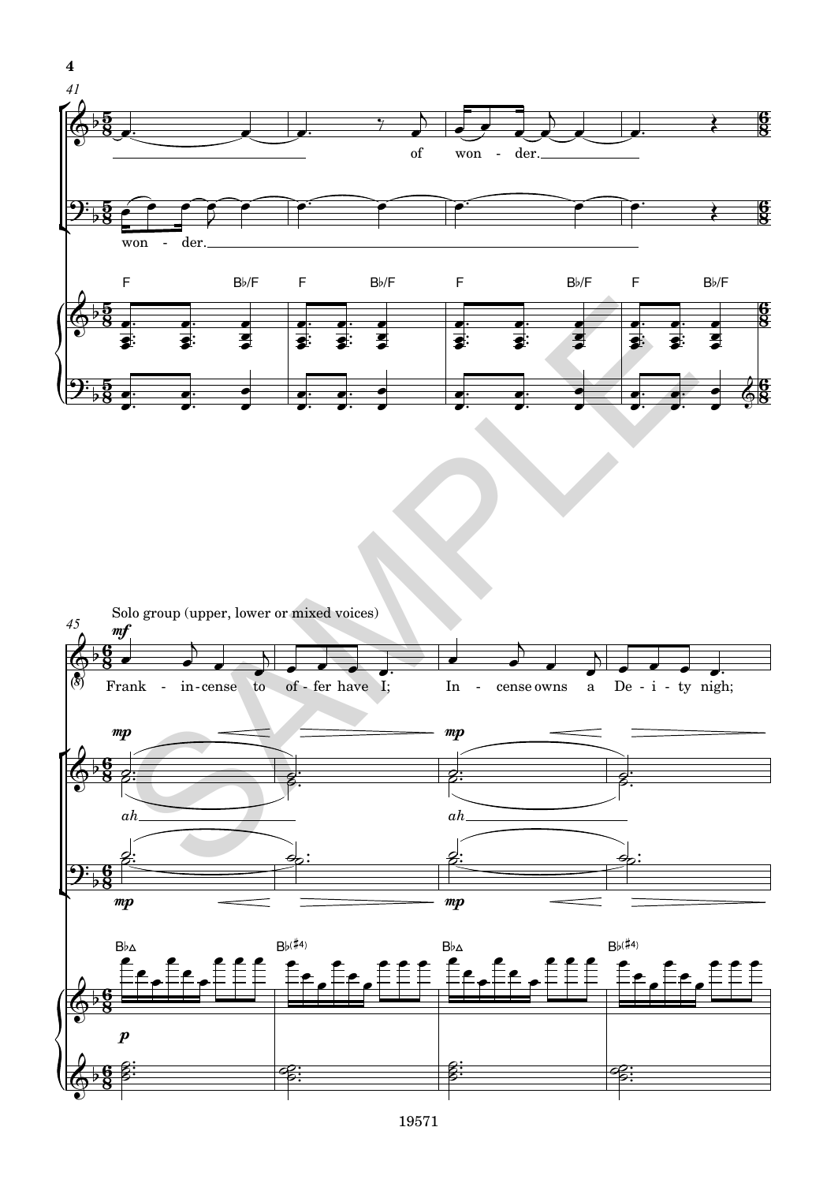Solo group (upper, lower or mixed voices)

of won - der.

won - der.

Frank - in-cense to of - fer have I; In - cense owns a De - i - ty nigh;

ah

ah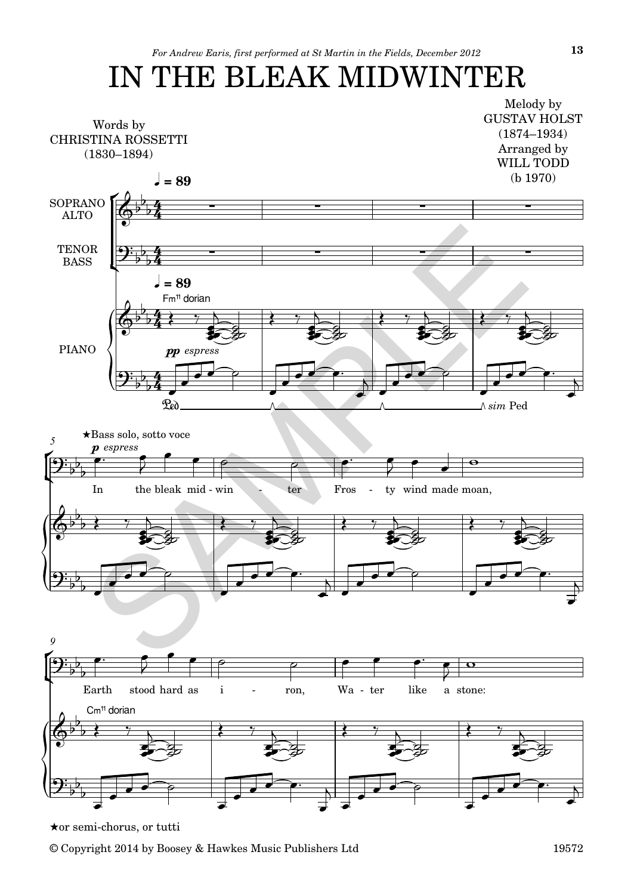*For Andrew Earis, first performed at St Martin in the Fields, December 2012*

# IN THE BLEAK MIDWINTER

Words by
CHRISTINA ROSSETTI
(1830–1894)

Melody by
GUSTAV HOLST
(1874–1934)
Arranged by
WILL TODD
(b 1970)

★or semi-chorus, or tutti

© Copyright 2014 by Boosey & Hawkes Music Publishers Ltd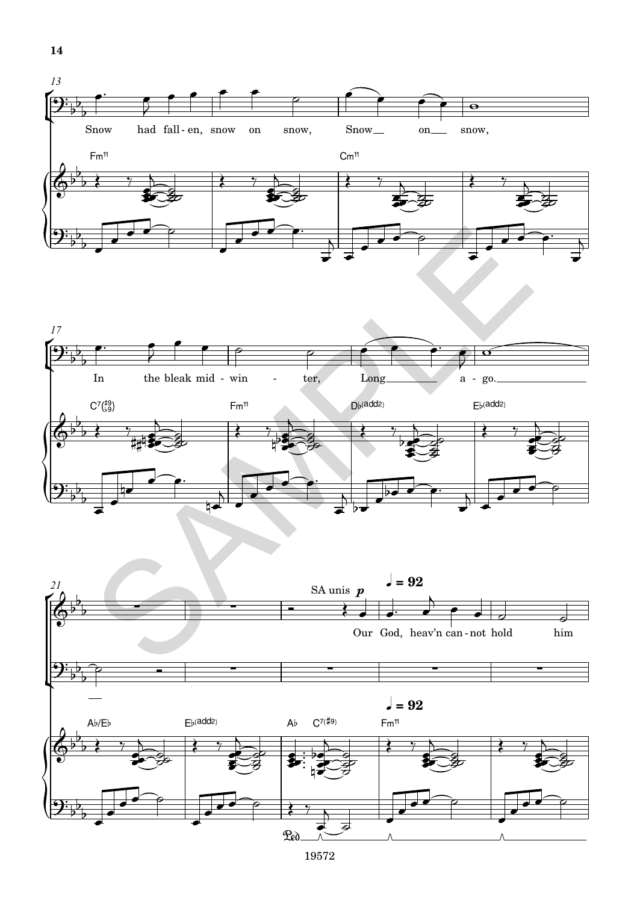13

Snow had fall-en, snow on snow, Snow on snow,

Fm11 Cm11

17

In the bleak mid-win - ter, Long a-go.

C7(♯9/♭9) Fm11 D♭(add2) E♭(add2)

21

SA unis *p* ♩ = 92

Our God, heav'n can-not hold him

A♭/E♭ E♭(add2) A♭ C7(♯9) Fm11

♩ = 92

Ped.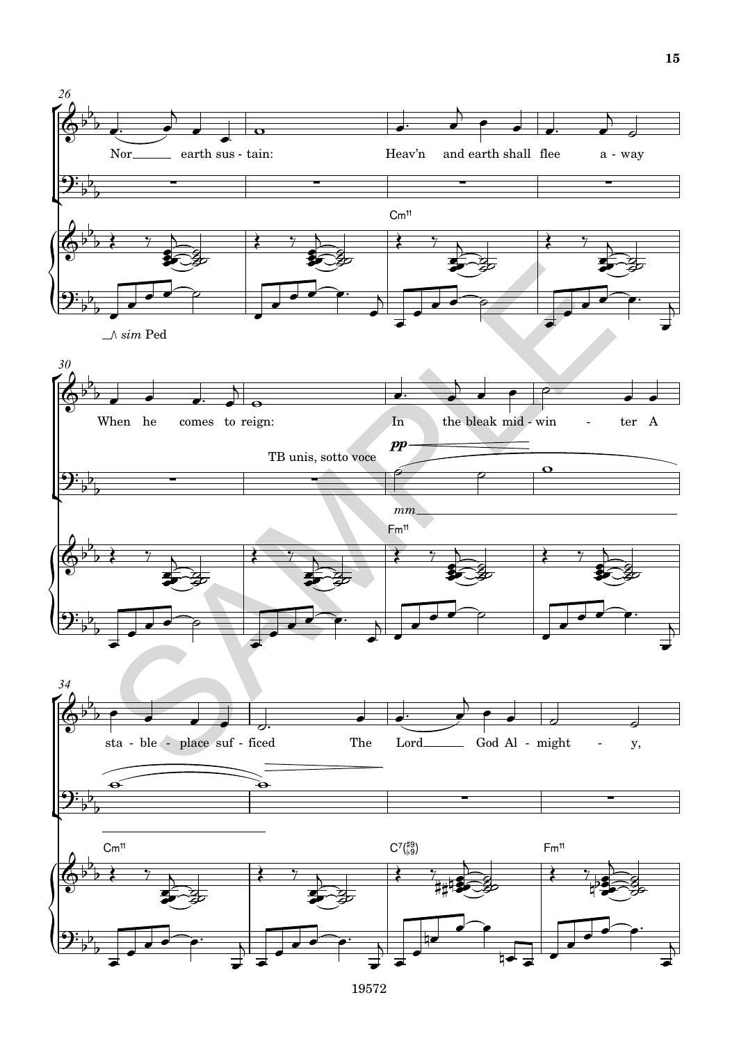26

Nor earth sus - tain: Heav'n and earth shall flee a - way

sim Ped

Cm11

30

When he comes to reign: In the bleak mid - win - ter A

TB unis, sotto voce

*pp*

*mm*

Fm11

34

sta - ble - place suf - ficed The Lord God Al - might - y,

Cm11

C7(#9/b9)

Fm11

19572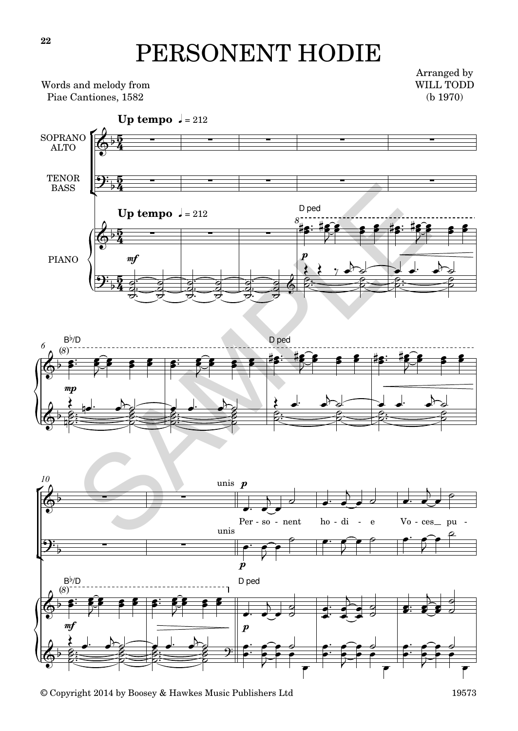# PERSONENT HODIE

Words and melody from
Piae Cantiones, 1582

Arranged by
WILL TODD
(b 1970)

**Up tempo** ♩ = 212

SOPRANO ALTO

TENOR BASS

PIANO

D ped

B♭/D

D ped

unis

Per - so - nent ho - di - e Vo - ces_ pu -

unis

B♭/D

D ped

© Copyright 2014 by Boosey & Hawkes Music Publishers Ltd

19573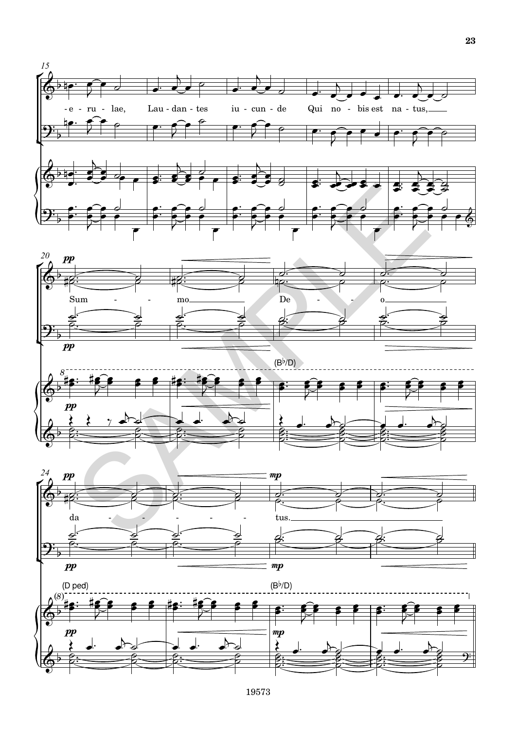-e - ru - lae, Lau - dan - tes iu - cun - de Qui no - bis est na - tus,

Sum - - mo De - - o

(B♭/D)

da - - - - - tus.

(D ped) (B♭/D)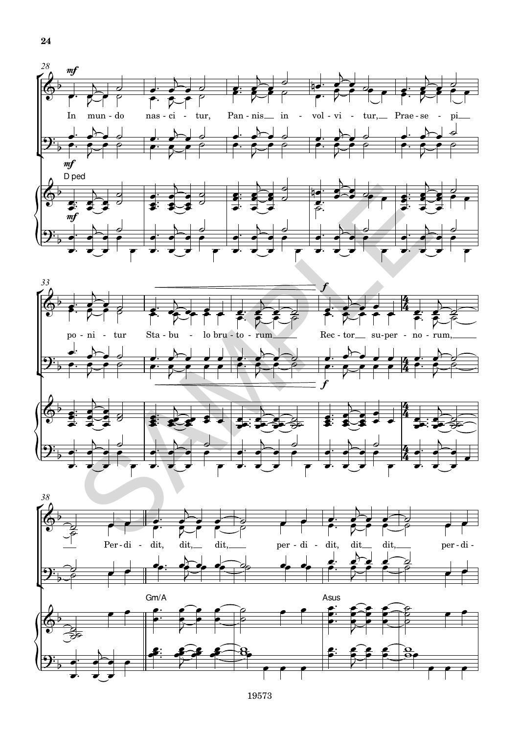In mun-do nas-ci-tur, Pan-nis in-vol-vi-tur, Prae-se-pi po-ni-tur Sta-bu-lo bru-to-rum Rec-tor su-per-no-rum, Per-di-dit, dit, dit, per-di-dit, dit dit, per-di-

D ped

Gm/A

Asus